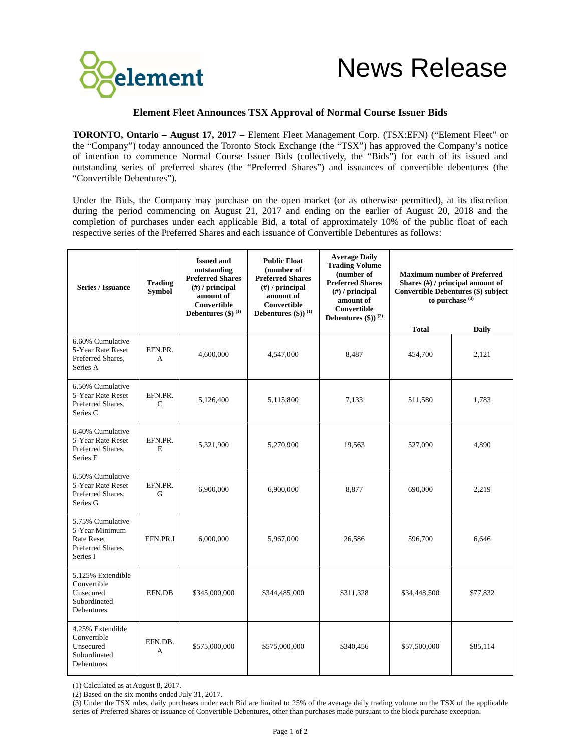element

News Release

## Element Fleet Announces TSX Approval of Normal Course Issuer Bids

**TORONTO, Ontario – August 17, 2017** – Element Fleet Management Corp. (TSX:EFN) ("Element Fleet" or the "Company") today announced the Toronto Stock Exchange (the "TSX") has approved the Company's notice of intention to commence Normal Course Issuer Bids (collectively, the "Bids") for each of its issued and outstanding series of preferred shares (the "Preferred Shares") and issuances of convertible debentures (the "Convertible Debentures").

Under the Bids, the Company may purchase on the open market (or as otherwise permitted), at its discretion during the period commencing on August 21, 2017 and ending on the earlier of August 20, 2018 and the completion of purchases under each applicable Bid, a total of approximately 10% of the public float of each respective series of the Preferred Shares and each issuance of Convertible Debentures as follows:

| Series / Issuance | Trading Symbol | Issued and outstanding Preferred Shares (#) / principal amount of Convertible Debentures ($) (1) | Public Float (number of Preferred Shares (#) / principal amount of Convertible Debentures ($)) (1) | Average Daily Trading Volume (number of Preferred Shares (#) / principal amount of Convertible Debentures ($)) (2) | Maximum number of Preferred Shares (#) / principal amount of Convertible Debentures ($) subject to purchase (3) | |
|---|---|---|---|---|---|---|
| | | | | | Total | Daily |
| 6.60% Cumulative 5-Year Rate Reset Preferred Shares, Series A | EFN.PR.A | 4,600,000 | 4,547,000 | 8,487 | 454,700 | 2,121 |
| 6.50% Cumulative 5-Year Rate Reset Preferred Shares, Series C | EFN.PR.C | 5,126,400 | 5,115,800 | 7,133 | 511,580 | 1,783 |
| 6.40% Cumulative 5-Year Rate Reset Preferred Shares, Series E | EFN.PR.E | 5,321,900 | 5,270,900 | 19,563 | 527,090 | 4,890 |
| 6.50% Cumulative 5-Year Rate Reset Preferred Shares, Series G | EFN.PR.G | 6,900,000 | 6,900,000 | 8,877 | 690,000 | 2,219 |
| 5.75% Cumulative 5-Year Minimum Rate Reset Preferred Shares, Series I | EFN.PR.I | 6,000,000 | 5,967,000 | 26,586 | 596,700 | 6,646 |
| 5.125% Extendible Convertible Unsecured Subordinated Debentures | EFN.DB | $345,000,000 | $344,485,000 | $311,328 | $34,448,500 | $77,832 |
| 4.25% Extendible Convertible Unsecured Subordinated Debentures | EFN.DB.A | $575,000,000 | $575,000,000 | $340,456 | $57,500,000 | $85,114 |

(1) Calculated as at August 8, 2017.
(2) Based on the six months ended July 31, 2017.
(3) Under the TSX rules, daily purchases under each Bid are limited to 25% of the average daily trading volume on the TSX of the applicable series of Preferred Shares or issuance of Convertible Debentures, other than purchases made pursuant to the block purchase exception.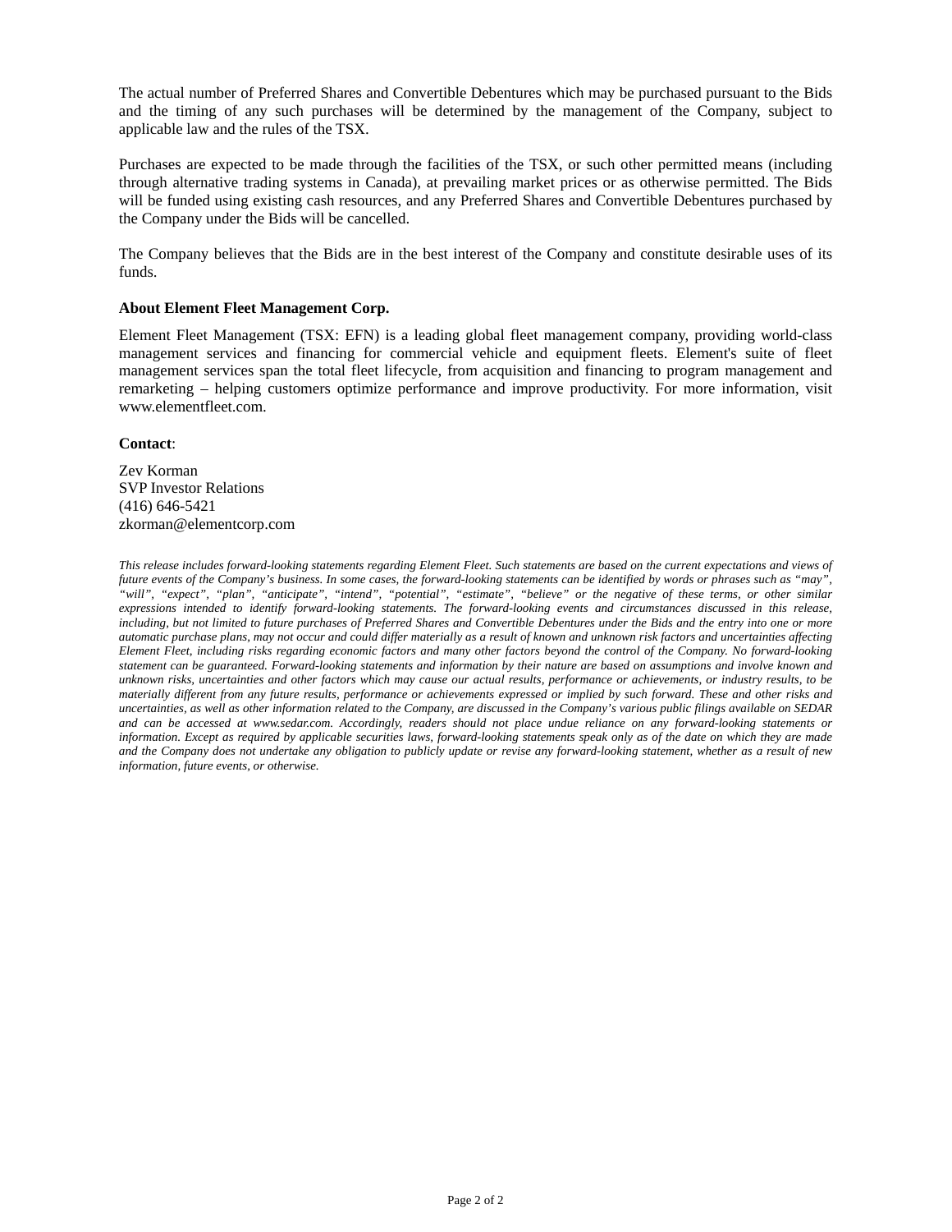The actual number of Preferred Shares and Convertible Debentures which may be purchased pursuant to the Bids and the timing of any such purchases will be determined by the management of the Company, subject to applicable law and the rules of the TSX.

Purchases are expected to be made through the facilities of the TSX, or such other permitted means (including through alternative trading systems in Canada), at prevailing market prices or as otherwise permitted. The Bids will be funded using existing cash resources, and any Preferred Shares and Convertible Debentures purchased by the Company under the Bids will be cancelled.

The Company believes that the Bids are in the best interest of the Company and constitute desirable uses of its funds.

**About Element Fleet Management Corp.**

Element Fleet Management (TSX: EFN) is a leading global fleet management company, providing world-class management services and financing for commercial vehicle and equipment fleets. Element's suite of fleet management services span the total fleet lifecycle, from acquisition and financing to program management and remarketing – helping customers optimize performance and improve productivity. For more information, visit www.elementfleet.com.

**Contact**:

Zev Korman
SVP Investor Relations
(416) 646-5421
zkorman@elementcorp.com

*This release includes forward-looking statements regarding Element Fleet. Such statements are based on the current expectations and views of future events of the Company's business. In some cases, the forward-looking statements can be identified by words or phrases such as "may", "will", "expect", "plan", "anticipate", "intend", "potential", "estimate", "believe" or the negative of these terms, or other similar expressions intended to identify forward-looking statements. The forward-looking events and circumstances discussed in this release, including, but not limited to future purchases of Preferred Shares and Convertible Debentures under the Bids and the entry into one or more automatic purchase plans, may not occur and could differ materially as a result of known and unknown risk factors and uncertainties affecting Element Fleet, including risks regarding economic factors and many other factors beyond the control of the Company. No forward-looking statement can be guaranteed. Forward-looking statements and information by their nature are based on assumptions and involve known and unknown risks, uncertainties and other factors which may cause our actual results, performance or achievements, or industry results, to be materially different from any future results, performance or achievements expressed or implied by such forward. These and other risks and uncertainties, as well as other information related to the Company, are discussed in the Company's various public filings available on SEDAR and can be accessed at www.sedar.com. Accordingly, readers should not place undue reliance on any forward-looking statements or information. Except as required by applicable securities laws, forward-looking statements speak only as of the date on which they are made and the Company does not undertake any obligation to publicly update or revise any forward-looking statement, whether as a result of new information, future events, or otherwise.*